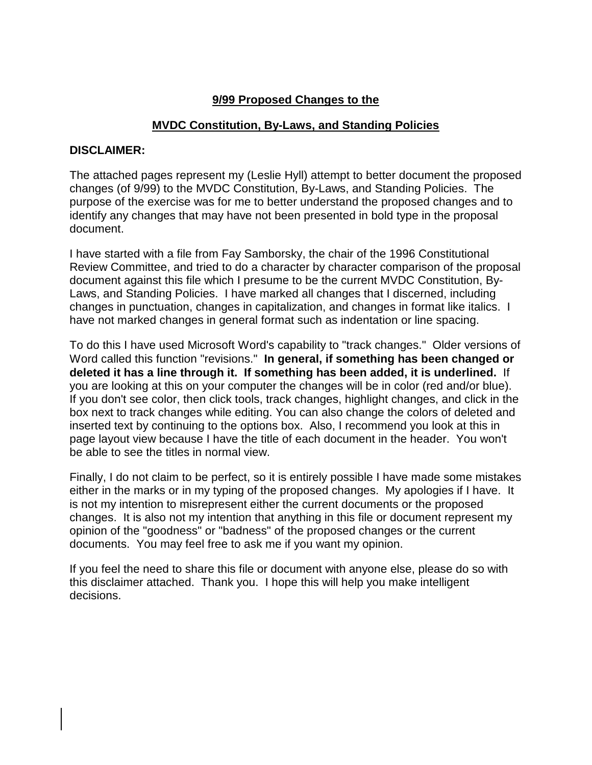## **9/99 Proposed Changes to the**

## **MVDC Constitution, By-Laws, and Standing Policies**

**DISCLAIMER:**

The attached pages represent my (Leslie Hyll) attempt to better document the proposed changes (of 9/99) to the MVDC Constitution, By-Laws, and Standing Policies. The purpose of the exercise was for me to better understand the proposed changes and to identify any changes that may have not been presented in bold type in the proposal document.

I have started with a file from Fay Samborsky, the chair of the 1996 Constitutional Review Committee, and tried to do a character by character comparison of the proposal document against this file which I presume to be the current MVDC Constitution, By-Laws, and Standing Policies. I have marked all changes that I discerned, including changes in punctuation, changes in capitalization, and changes in format like italics. I have not marked changes in general format such as indentation or line spacing.

To do this I have used Microsoft Word's capability to "track changes." Older versions of Word called this function "revisions." **In general, if something has been changed or deleted it has a line through it. If something has been added, it is underlined.** If you are looking at this on your computer the changes will be in color (red and/or blue). If you don't see color, then click tools, track changes, highlight changes, and click in the box next to track changes while editing. You can also change the colors of deleted and inserted text by continuing to the options box. Also, I recommend you look at this in page layout view because I have the title of each document in the header. You won't be able to see the titles in normal view.

Finally, I do not claim to be perfect, so it is entirely possible I have made some mistakes either in the marks or in my typing of the proposed changes. My apologies if I have. It is not my intention to misrepresent either the current documents or the proposed changes. It is also not my intention that anything in this file or document represent my opinion of the "goodness" or "badness" of the proposed changes or the current documents. You may feel free to ask me if you want my opinion.

If you feel the need to share this file or document with anyone else, please do so with this disclaimer attached. Thank you. I hope this will help you make intelligent decisions.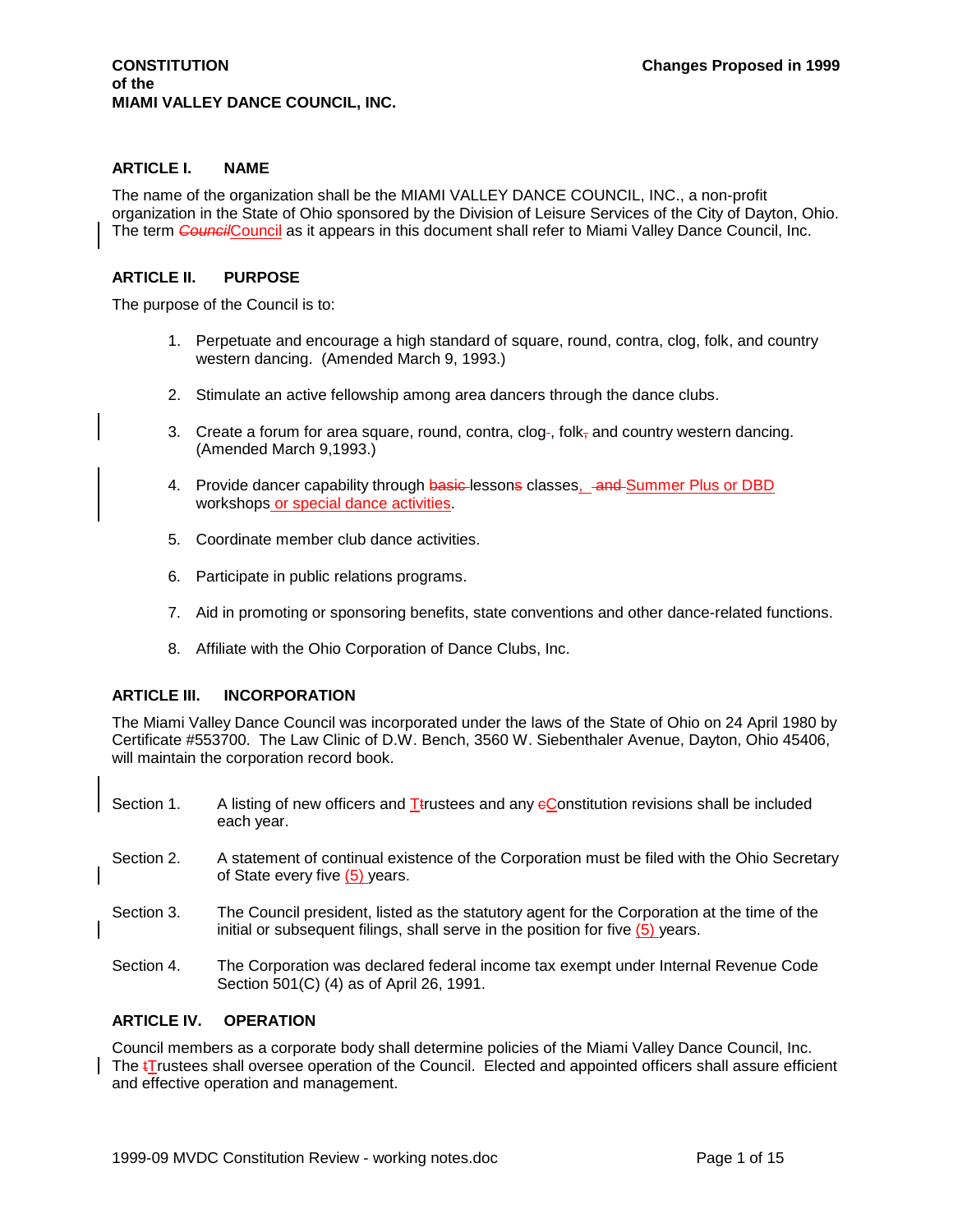**CONSTITUTION**
**of the**
**MIAMI VALLEY DANCE COUNCIL, INC.**

**Changes Proposed in 1999**

## ARTICLE I. NAME

The name of the organization shall be the MIAMI VALLEY DANCE COUNCIL, INC., a non-profit organization in the State of Ohio sponsored by the Division of Leisure Services of the City of Dayton, Ohio. The term ~~*Council*~~Council as it appears in this document shall refer to Miami Valley Dance Council, Inc.

## ARTICLE II. PURPOSE

The purpose of the Council is to:

1. Perpetuate and encourage a high standard of square, round, contra, clog, folk, and country western dancing. (Amended March 9, 1993.)

2. Stimulate an active fellowship among area dancers through the dance clubs.

3. Create a forum for area square, round, contra, clog~~-~~, folk~~,~~ and country western dancing. (Amended March 9,1993.)

4. Provide dancer capability through ~~basic~~ lesson~~s~~ classes, ~~and~~ Summer Plus or DBD workshops or special dance activities.

5. Coordinate member club dance activities.

6. Participate in public relations programs.

7. Aid in promoting or sponsoring benefits, state conventions and other dance-related functions.

8. Affiliate with the Ohio Corporation of Dance Clubs, Inc.

## ARTICLE III. INCORPORATION

The Miami Valley Dance Council was incorporated under the laws of the State of Ohio on 24 April 1980 by Certificate #553700. The Law Clinic of D.W. Bench, 3560 W. Siebenthaler Avenue, Dayton, Ohio 45406, will maintain the corporation record book.

Section 1. A listing of new officers and T~~t~~rustees and any ~~c~~Constitution revisions shall be included each year.

Section 2. A statement of continual existence of the Corporation must be filed with the Ohio Secretary of State every five (5) years.

Section 3. The Council president, listed as the statutory agent for the Corporation at the time of the initial or subsequent filings, shall serve in the position for five (5) years.

Section 4. The Corporation was declared federal income tax exempt under Internal Revenue Code Section 501(C) (4) as of April 26, 1991.

## ARTICLE IV. OPERATION

Council members as a corporate body shall determine policies of the Miami Valley Dance Council, Inc. The ~~t~~Trustees shall oversee operation of the Council. Elected and appointed officers shall assure efficient and effective operation and management.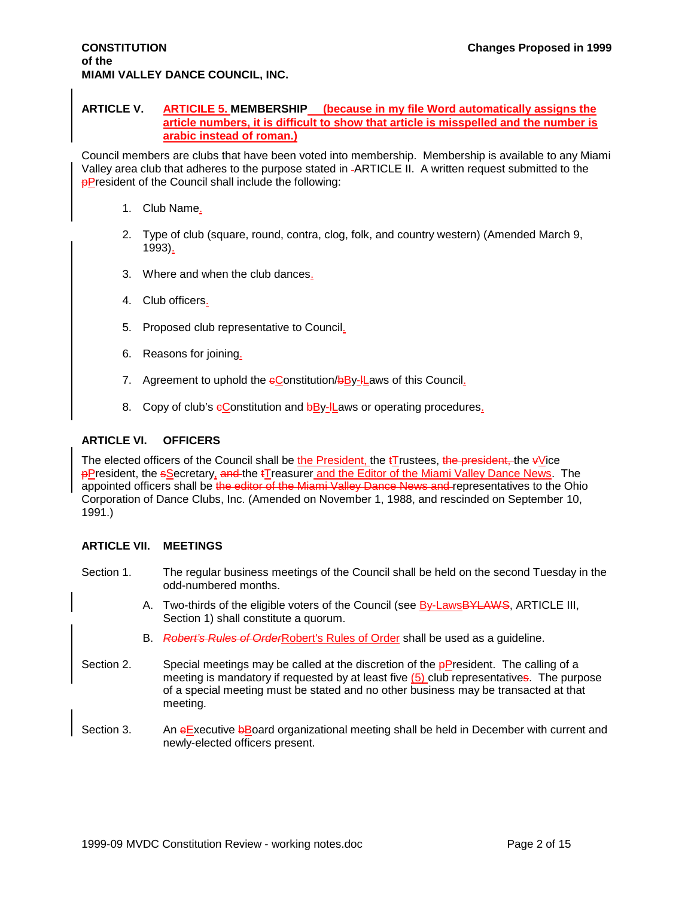**CONSTITUTION**
**of the**
**MIAMI VALLEY DANCE COUNCIL, INC.**

**Changes Proposed in 1999**

## ARTICLE V. ARTICILE 5. MEMBERSHIP (because in my file Word automatically assigns the article numbers, it is difficult to show that article is misspelled and the number is arabic instead of roman.)

Council members are clubs that have been voted into membership. Membership is available to any Miami Valley area club that adheres to the purpose stated in -ARTICLE II. A written request submitted to the pPresident of the Council shall include the following:

1. Club Name.
2. Type of club (square, round, contra, clog, folk, and country western) (Amended March 9, 1993).
3. Where and when the club dances.
4. Club officers.
5. Proposed club representative to Council.
6. Reasons for joining.
7. Agreement to uphold the cConstitution/bBy-lLaws of this Council.
8. Copy of club's cConstitution and bBy-lLaws or operating procedures.

## ARTICLE VI. OFFICERS

The elected officers of the Council shall be the President, the tTrustees, the president, the vVice pPresident, the sSecretary, and the tTreasurer and the Editor of the Miami Valley Dance News. The appointed officers shall be the editor of the Miami Valley Dance News and representatives to the Ohio Corporation of Dance Clubs, Inc. (Amended on November 1, 1988, and rescinded on September 10, 1991.)

## ARTICLE VII. MEETINGS

Section 1. The regular business meetings of the Council shall be held on the second Tuesday in the odd-numbered months.

A. Two-thirds of the eligible voters of the Council (see By-LawsBYLAWS, ARTICLE III, Section 1) shall constitute a quorum.

B. *Robert's Rules of Order*Robert's Rules of Order shall be used as a guideline.

Section 2. Special meetings may be called at the discretion of the pPresident. The calling of a meeting is mandatory if requested by at least five (5) club representatives. The purpose of a special meeting must be stated and no other business may be transacted at that meeting.

Section 3. An eExecutive bBoard organizational meeting shall be held in December with current and newly-elected officers present.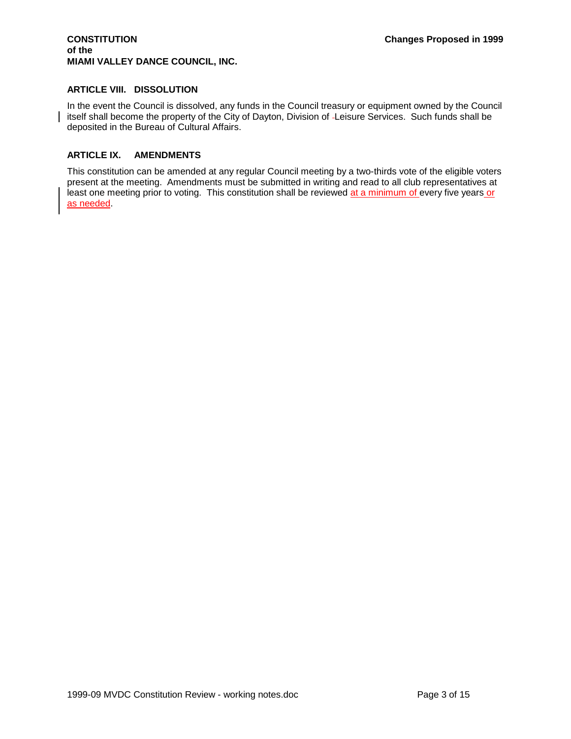## ARTICLE VIII. DISSOLUTION

In the event the Council is dissolved, any funds in the Council treasury or equipment owned by the Council itself shall become the property of the City of Dayton, Division of Leisure Services. Such funds shall be deposited in the Bureau of Cultural Affairs.

## ARTICLE IX. AMENDMENTS

This constitution can be amended at any regular Council meeting by a two-thirds vote of the eligible voters present at the meeting. Amendments must be submitted in writing and read to all club representatives at least one meeting prior to voting. This constitution shall be reviewed at a minimum of every five years or as needed.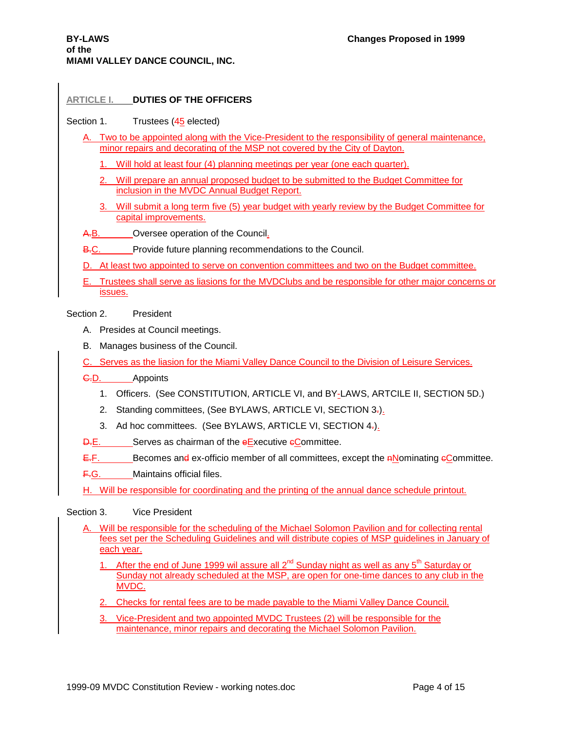**BY-LAWS**
**of the**
**MIAMI VALLEY DANCE COUNCIL, INC.**

**Changes Proposed in 1999**

## ARTICLE I. DUTIES OF THE OFFICERS

Section 1. Trustees (45 elected)

A. Two to be appointed along with the Vice-President to the responsibility of general maintenance, minor repairs and decorating of the MSP not covered by the City of Dayton.

1. Will hold at least four (4) planning meetings per year (one each quarter).
2. Will prepare an annual proposed budget to be submitted to the Budget Committee for inclusion in the MVDC Annual Budget Report.
3. Will submit a long term five (5) year budget with yearly review by the Budget Committee for capital improvements.

A.B. Oversee operation of the Council.

B.C. Provide future planning recommendations to the Council.

D. At least two appointed to serve on convention committees and two on the Budget committee.

E. Trustees shall serve as liasions for the MVDClubs and be responsible for other major concerns or issues.

Section 2. President

A. Presides at Council meetings.

B. Manages business of the Council.

C. Serves as the liasion for the Miami Valley Dance Council to the Division of Leisure Services.

C.D. Appoints

1. Officers. (See CONSTITUTION, ARTICLE VI, and BY-LAWS, ARTCILE II, SECTION 5D.)
2. Standing committees, (See BYLAWS, ARTICLE VI, SECTION 3.).
3. Ad hoc committees. (See BYLAWS, ARTICLE VI, SECTION 4.).

D.E. Serves as chairman of the eExecutive cCommittee.

E.F. Becomes and ex-officio member of all committees, except the nNominating cCommittee.

F.G. Maintains official files.

H. Will be responsible for coordinating and the printing of the annual dance schedule printout.

Section 3. Vice President

A. Will be responsible for the scheduling of the Michael Solomon Pavilion and for collecting rental fees set per the Scheduling Guidelines and will distribute copies of MSP guidelines in January of each year.

1. After the end of June 1999 wil assure all 2nd Sunday night as well as any 5th Saturday or Sunday not already scheduled at the MSP, are open for one-time dances to any club in the MVDC.
2. Checks for rental fees are to be made payable to the Miami Valley Dance Council.
3. Vice-President and two appointed MVDC Trustees (2) will be responsible for the maintenance, minor repairs and decorating the Michael Solomon Pavilion.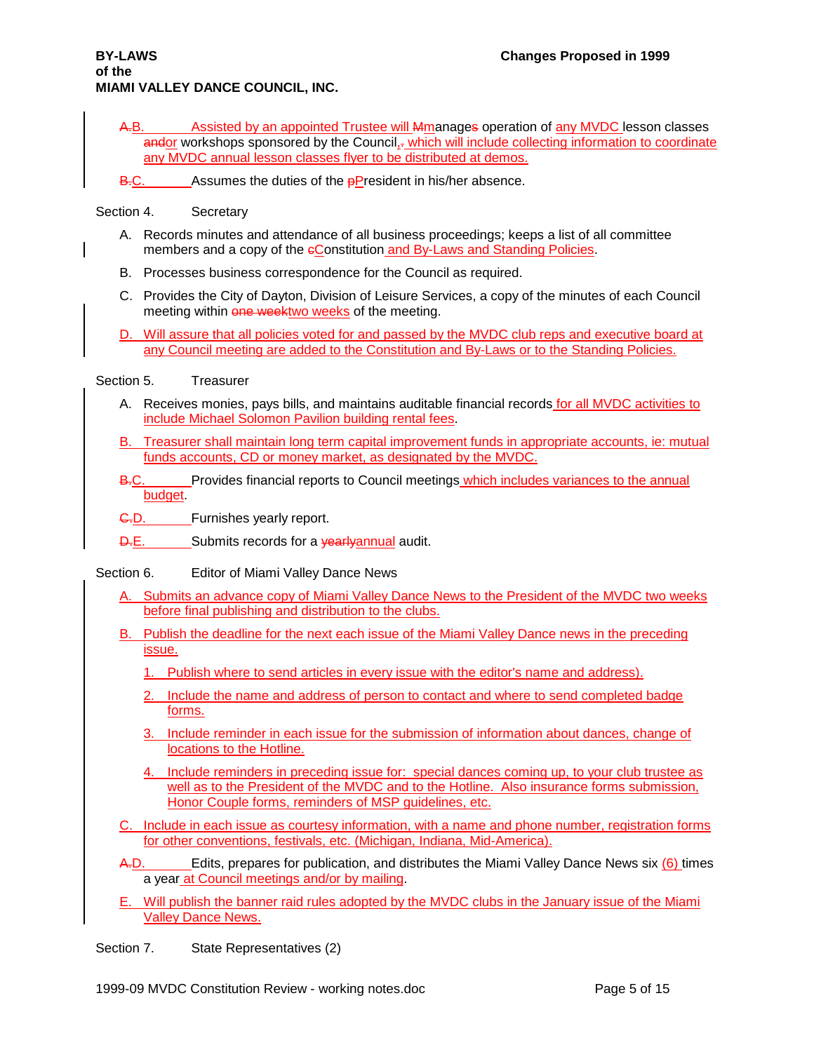~~A.~~B. Assisted by an appointed Trustee will ~~M~~manage~~s~~ operation of any MVDC lesson classes ~~and~~or workshops sponsored by the Council,~~.~~ which will include collecting information to coordinate any MVDC annual lesson classes flyer to be distributed at demos.

~~B.~~C. Assumes the duties of the ~~p~~President in his/her absence.

Section 4. Secretary

A. Records minutes and attendance of all business proceedings; keeps a list of all committee members and a copy of the ~~c~~Constitution and By-Laws and Standing Policies.

B. Processes business correspondence for the Council as required.

C. Provides the City of Dayton, Division of Leisure Services, a copy of the minutes of each Council meeting within ~~one week~~two weeks of the meeting.

D. Will assure that all policies voted for and passed by the MVDC club reps and executive board at any Council meeting are added to the Constitution and By-Laws or to the Standing Policies.

Section 5. Treasurer

A. Receives monies, pays bills, and maintains auditable financial records for all MVDC activities to include Michael Solomon Pavilion building rental fees.

B. Treasurer shall maintain long term capital improvement funds in appropriate accounts, ie: mutual funds accounts, CD or money market, as designated by the MVDC.

~~B.~~C. Provides financial reports to Council meetings which includes variances to the annual budget.

~~C.~~D. Furnishes yearly report.

~~D.~~E. Submits records for a ~~yearly~~annual audit.

Section 6. Editor of Miami Valley Dance News

A. Submits an advance copy of Miami Valley Dance News to the President of the MVDC two weeks before final publishing and distribution to the clubs.

B. Publish the deadline for the next each issue of the Miami Valley Dance news in the preceding issue.

1. Publish where to send articles in every issue with the editor's name and address).
2. Include the name and address of person to contact and where to send completed badge forms.
3. Include reminder in each issue for the submission of information about dances, change of locations to the Hotline.
4. Include reminders in preceding issue for: special dances coming up, to your club trustee as well as to the President of the MVDC and to the Hotline. Also insurance forms submission, Honor Couple forms, reminders of MSP guidelines, etc.

C. Include in each issue as courtesy information, with a name and phone number, registration forms for other conventions, festivals, etc. (Michigan, Indiana, Mid-America).

~~A.~~D. Edits, prepares for publication, and distributes the Miami Valley Dance News six (6) times a year at Council meetings and/or by mailing.

E. Will publish the banner raid rules adopted by the MVDC clubs in the January issue of the Miami Valley Dance News.

Section 7. State Representatives (2)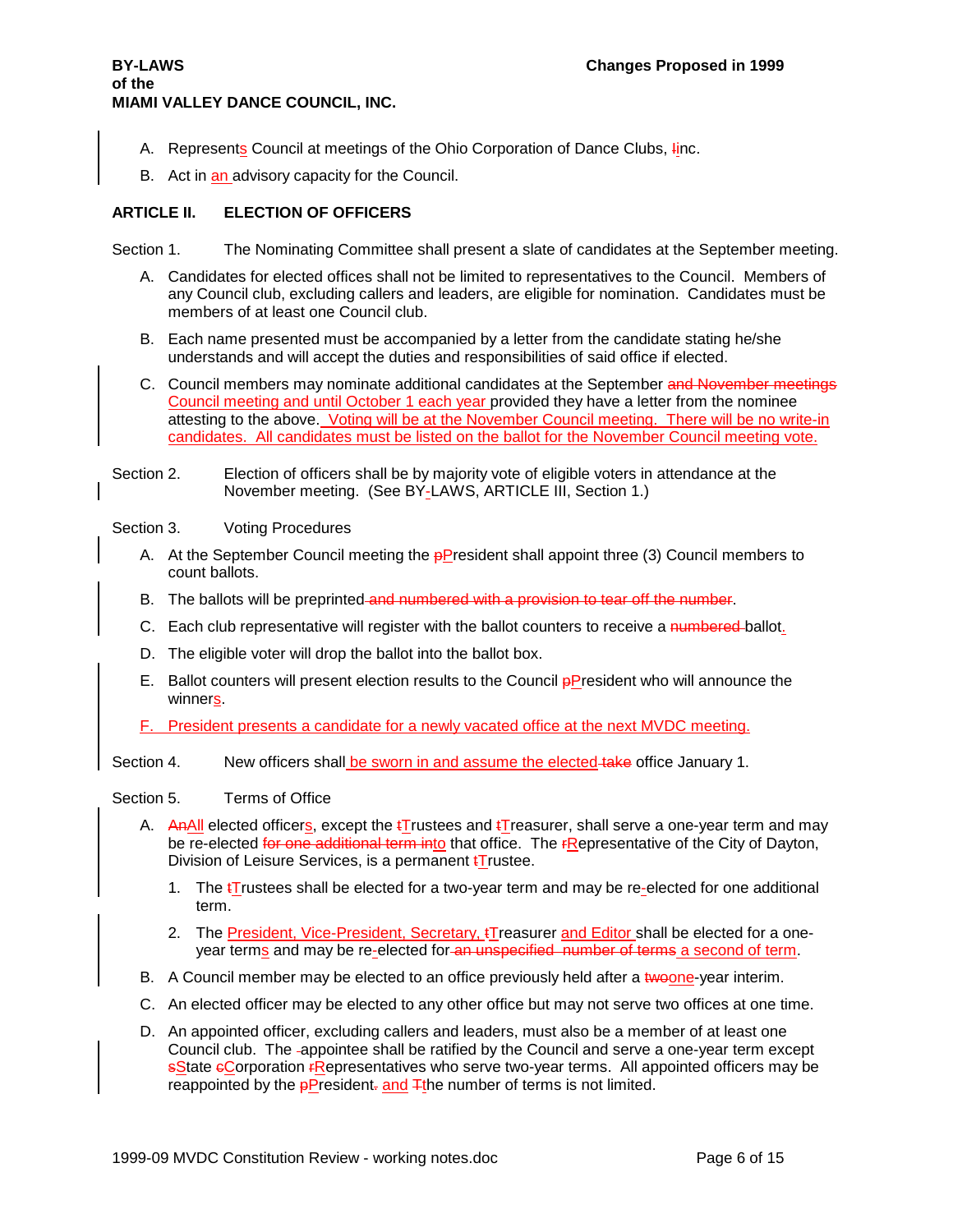A. Represent~~s~~s Council at meetings of the Ohio Corporation of Dance Clubs, ~~I~~Inc.

B. Act in an advisory capacity for the Council.

## ARTICLE II. ELECTION OF OFFICERS

Section 1. The Nominating Committee shall present a slate of candidates at the September meeting.

A. Candidates for elected offices shall not be limited to representatives to the Council. Members of any Council club, excluding callers and leaders, are eligible for nomination. Candidates must be members of at least one Council club.

B. Each name presented must be accompanied by a letter from the candidate stating he/she understands and will accept the duties and responsibilities of said office if elected.

C. Council members may nominate additional candidates at the September ~~and November meetings~~ Council meeting and until October 1 each year provided they have a letter from the nominee attesting to the above. Voting will be at the November Council meeting. There will be no write-in candidates. All candidates must be listed on the ballot for the November Council meeting vote.

Section 2. Election of officers shall be by majority vote of eligible voters in attendance at the November meeting. (See BY-LAWS, ARTICLE III, Section 1.)

Section 3. Voting Procedures

A. At the September Council meeting the ~~p~~President shall appoint three (3) Council members to count ballots.

B. The ballots will be preprinted ~~and numbered with a provision to tear off the number~~.

C. Each club representative will register with the ballot counters to receive a ~~numbered~~ ballot.

D. The eligible voter will drop the ballot into the ballot box.

E. Ballot counters will present election results to the Council ~~p~~President who will announce the winners.

F. President presents a candidate for a newly vacated office at the next MVDC meeting.

Section 4. New officers shall be sworn in and assume the elected ~~take~~ office January 1.

Section 5. Terms of Office

A. ~~An~~All elected officers, except the ~~t~~Trustees and ~~t~~Treasurer, shall serve a one-year term and may be re-elected ~~for one additional term into~~ to that office. The ~~r~~Representative of the City of Dayton, Division of Leisure Services, is a permanent ~~t~~Trustee.

1. The ~~t~~Trustees shall be elected for a two-year term and may be re-elected for one additional term.

2. The President, Vice-President, Secretary, ~~t~~Treasurer and Editor shall be elected for a one-year terms and may be re-elected for ~~an unspecified number of terms~~ a second of term.

B. A Council member may be elected to an office previously held after a ~~two~~one-year interim.

C. An elected officer may be elected to any other office but may not serve two offices at one time.

D. An appointed officer, excluding callers and leaders, must also be a member of at least one Council club. The appointee shall be ratified by the Council and serve a one-year term except ~~s~~State ~~c~~Corporation ~~r~~Representatives who serve two-year terms. All appointed officers may be reappointed by the ~~p~~President~~.~~ and ~~T~~the number of terms is not limited.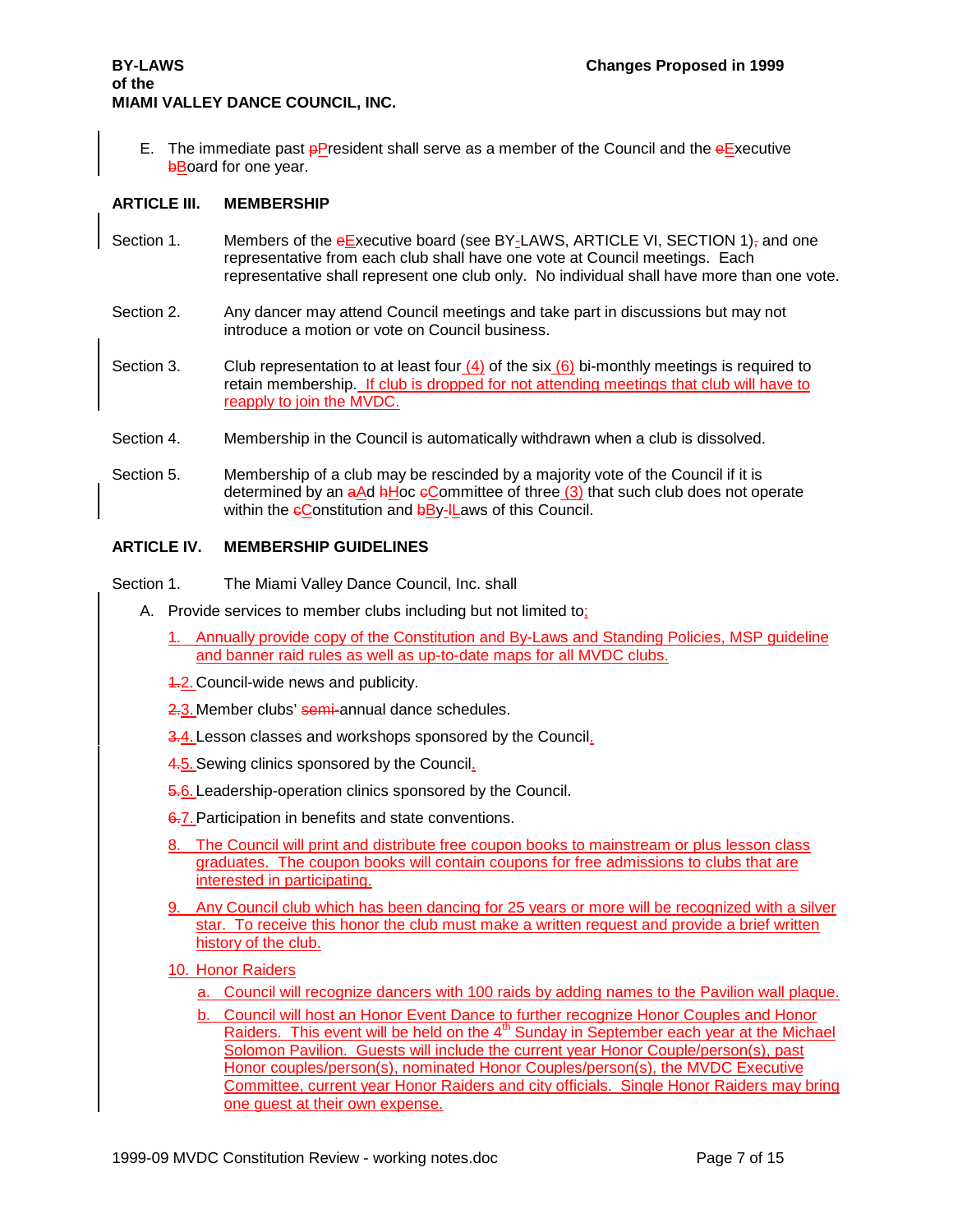E. The immediate past pPresident shall serve as a member of the Council and the eExecutive bBoard for one year.

## ARTICLE III. MEMBERSHIP

Section 1. Members of the eExecutive board (see BY-LAWS, ARTICLE VI, SECTION 1), and one representative from each club shall have one vote at Council meetings. Each representative shall represent one club only. No individual shall have more than one vote.

Section 2. Any dancer may attend Council meetings and take part in discussions but may not introduce a motion or vote on Council business.

Section 3. Club representation to at least four (4) of the six (6) bi-monthly meetings is required to retain membership. If club is dropped for not attending meetings that club will have to reapply to join the MVDC.

Section 4. Membership in the Council is automatically withdrawn when a club is dissolved.

Section 5. Membership of a club may be rescinded by a majority vote of the Council if it is determined by an aAd hHoc cCommittee of three (3) that such club does not operate within the cConstitution and bBy-lLaws of this Council.

## ARTICLE IV. MEMBERSHIP GUIDELINES

Section 1. The Miami Valley Dance Council, Inc. shall

A. Provide services to member clubs including but not limited to;

1. Annually provide copy of the Constitution and By-Laws and Standing Policies, MSP guideline and banner raid rules as well as up-to-date maps for all MVDC clubs.
2. Council-wide news and publicity.
3. Member clubs' semi-annual dance schedules.
4. Lesson classes and workshops sponsored by the Council.
5. Sewing clinics sponsored by the Council.
6. Leadership-operation clinics sponsored by the Council.
7. Participation in benefits and state conventions.
8. The Council will print and distribute free coupon books to mainstream or plus lesson class graduates. The coupon books will contain coupons for free admissions to clubs that are interested in participating.
9. Any Council club which has been dancing for 25 years or more will be recognized with a silver star. To receive this honor the club must make a written request and provide a brief written history of the club.
10. Honor Raiders
    a. Council will recognize dancers with 100 raids by adding names to the Pavilion wall plaque.
    b. Council will host an Honor Event Dance to further recognize Honor Couples and Honor Raiders. This event will be held on the 4th Sunday in September each year at the Michael Solomon Pavilion. Guests will include the current year Honor Couple/person(s), past Honor couples/person(s), nominated Honor Couples/person(s), the MVDC Executive Committee, current year Honor Raiders and city officials. Single Honor Raiders may bring one guest at their own expense.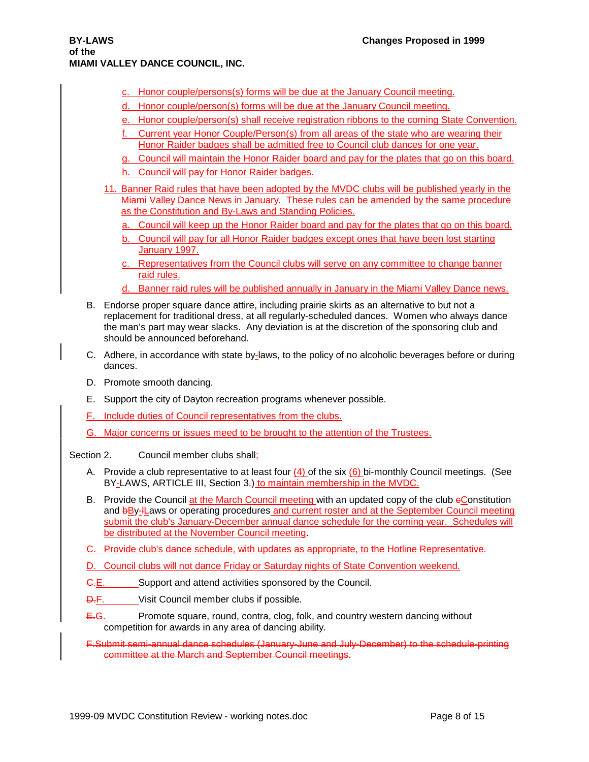c. Honor couple/persons(s) forms will be due at the January Council meeting.

d. Honor couple/person(s) forms will be due at the January Council meeting.

e. Honor couple/person(s) shall receive registration ribbons to the coming State Convention.

f. Current year Honor Couple/Person(s) from all areas of the state who are wearing their Honor Raider badges shall be admitted free to Council club dances for one year.

g. Council will maintain the Honor Raider board and pay for the plates that go on this board.

h. Council will pay for Honor Raider badges.

11. Banner Raid rules that have been adopted by the MVDC clubs will be published yearly in the Miami Valley Dance News in January. These rules can be amended by the same procedure as the Constitution and By-Laws and Standing Policies.

a. Council will keep up the Honor Raider board and pay for the plates that go on this board.

b. Council will pay for all Honor Raider badges except ones that have been lost starting January 1997.

c. Representatives from the Council clubs will serve on any committee to change banner raid rules.

d. Banner raid rules will be published annually in January in the Miami Valley Dance news.

B. Endorse proper square dance attire, including prairie skirts as an alternative to but not a replacement for traditional dress, at all regularly-scheduled dances. Women who always dance the man's part may wear slacks. Any deviation is at the discretion of the sponsoring club and should be announced beforehand.

C. Adhere, in accordance with state by-laws, to the policy of no alcoholic beverages before or during dances.

D. Promote smooth dancing.

E. Support the city of Dayton recreation programs whenever possible.

F. Include duties of Council representatives from the clubs.

G. Major concerns or issues meed to be brought to the attention of the Trustees.

Section 2. Council member clubs shall;

A. Provide a club representative to at least four (4) of the six (6) bi-monthly Council meetings. (See BY-LAWS, ARTICLE III, Section 3.) to maintain membership in the MVDC.

B. Provide the Council at the March Council meeting with an updated copy of the club ~~c~~Constitution and ~~b~~By-~~l~~Laws or operating procedures and current roster and at the September Council meeting submit the club's January-December annual dance schedule for the coming year. Schedules will be distributed at the November Council meeting.

C. Provide club's dance schedule, with updates as appropriate, to the Hotline Representative.

D. Council clubs will not dance Friday or Saturday nights of State Convention weekend.

~~C.~~E. Support and attend activities sponsored by the Council.

~~D.~~F. Visit Council member clubs if possible.

~~E.~~G. Promote square, round, contra, clog, folk, and country western dancing without competition for awards in any area of dancing ability.

~~F. Submit semi-annual dance schedules (January-June and July-December) to the schedule-printing committee at the March and September Council meetings.~~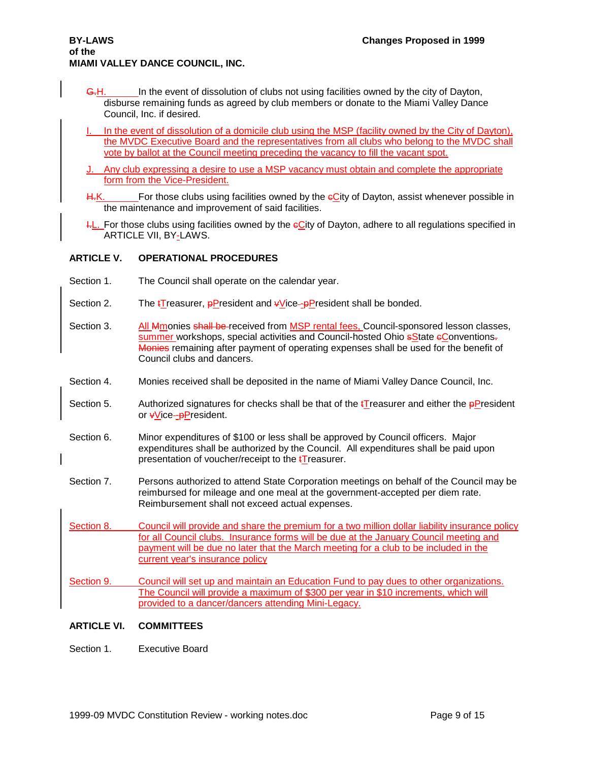G.H. In the event of dissolution of clubs not using facilities owned by the city of Dayton, disburse remaining funds as agreed by club members or donate to the Miami Valley Dance Council, Inc. if desired.

I. In the event of dissolution of a domicile club using the MSP (facility owned by the City of Dayton), the MVDC Executive Board and the representatives from all clubs who belong to the MVDC shall vote by ballot at the Council meeting preceding the vacancy to fill the vacant spot.

J. Any club expressing a desire to use a MSP vacancy must obtain and complete the appropriate form from the Vice-President.

H.K. For those clubs using facilities owned by the cCity of Dayton, assist whenever possible in the maintenance and improvement of said facilities.

I.L. For those clubs using facilities owned by the cCity of Dayton, adhere to all regulations specified in ARTICLE VII, BY-LAWS.

## ARTICLE V. OPERATIONAL PROCEDURES

Section 1. The Council shall operate on the calendar year.

Section 2. The tTreasurer, pPresident and vVice--pPresident shall be bonded.

Section 3. All Mmonies shall be received from MSP rental fees, Council-sponsored lesson classes, summer workshops, special activities and Council-hosted Ohio sState cConventions. Monies remaining after payment of operating expenses shall be used for the benefit of Council clubs and dancers.

Section 4. Monies received shall be deposited in the name of Miami Valley Dance Council, Inc.

Section 5. Authorized signatures for checks shall be that of the tTreasurer and either the pPresident or vVice--pPresident.

Section 6. Minor expenditures of $100 or less shall be approved by Council officers. Major expenditures shall be authorized by the Council. All expenditures shall be paid upon presentation of voucher/receipt to the tTreasurer.

Section 7. Persons authorized to attend State Corporation meetings on behalf of the Council may be reimbursed for mileage and one meal at the government-accepted per diem rate. Reimbursement shall not exceed actual expenses.

Section 8. Council will provide and share the premium for a two million dollar liability insurance policy for all Council clubs. Insurance forms will be due at the January Council meeting and payment will be due no later that the March meeting for a club to be included in the current year's insurance policy

Section 9. Council will set up and maintain an Education Fund to pay dues to other organizations. The Council will provide a maximum of $300 per year in $10 increments, which will provided to a dancer/dancers attending Mini-Legacy.

## ARTICLE VI. COMMITTEES

Section 1. Executive Board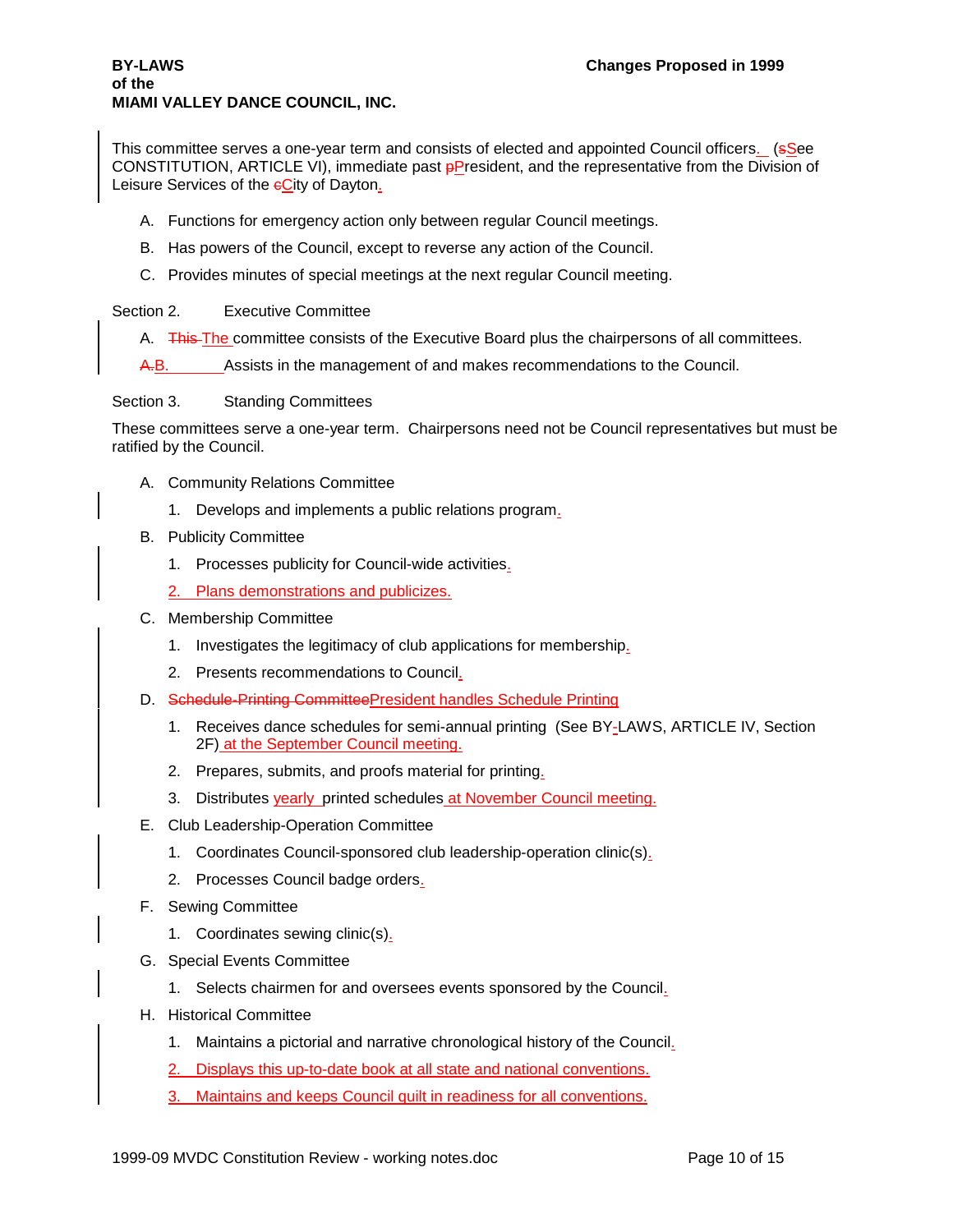This committee serves a one-year term and consists of elected and appointed Council officers.  (sSee CONSTITUTION, ARTICLE VI), immediate past pPresident, and the representative from the Division of Leisure Services of the cCity of Dayton.

A. Functions for emergency action only between regular Council meetings.

B. Has powers of the Council, except to reverse any action of the Council.

C. Provides minutes of special meetings at the next regular Council meeting.

Section 2. Executive Committee

A. ~~This~~ The committee consists of the Executive Board plus the chairpersons of all committees.

~~A.~~B. Assists in the management of and makes recommendations to the Council.

Section 3. Standing Committees

These committees serve a one-year term. Chairpersons need not be Council representatives but must be ratified by the Council.

A. Community Relations Committee
   1. Develops and implements a public relations program.

B. Publicity Committee
   1. Processes publicity for Council-wide activities.
   2. Plans demonstrations and publicizes.

C. Membership Committee
   1. Investigates the legitimacy of club applications for membership.
   2. Presents recommendations to Council.

D. ~~Schedule-Printing Committee~~President handles Schedule Printing
   1. Receives dance schedules for semi-annual printing (See BY-LAWS, ARTICLE IV, Section 2F) at the September Council meeting.
   2. Prepares, submits, and proofs material for printing.
   3. Distributes yearly printed schedules at November Council meeting.

E. Club Leadership-Operation Committee
   1. Coordinates Council-sponsored club leadership-operation clinic(s).
   2. Processes Council badge orders.

F. Sewing Committee
   1. Coordinates sewing clinic(s).

G. Special Events Committee
   1. Selects chairmen for and oversees events sponsored by the Council.

H. Historical Committee
   1. Maintains a pictorial and narrative chronological history of the Council.
   2. Displays this up-to-date book at all state and national conventions.
   3. Maintains and keeps Council quilt in readiness for all conventions.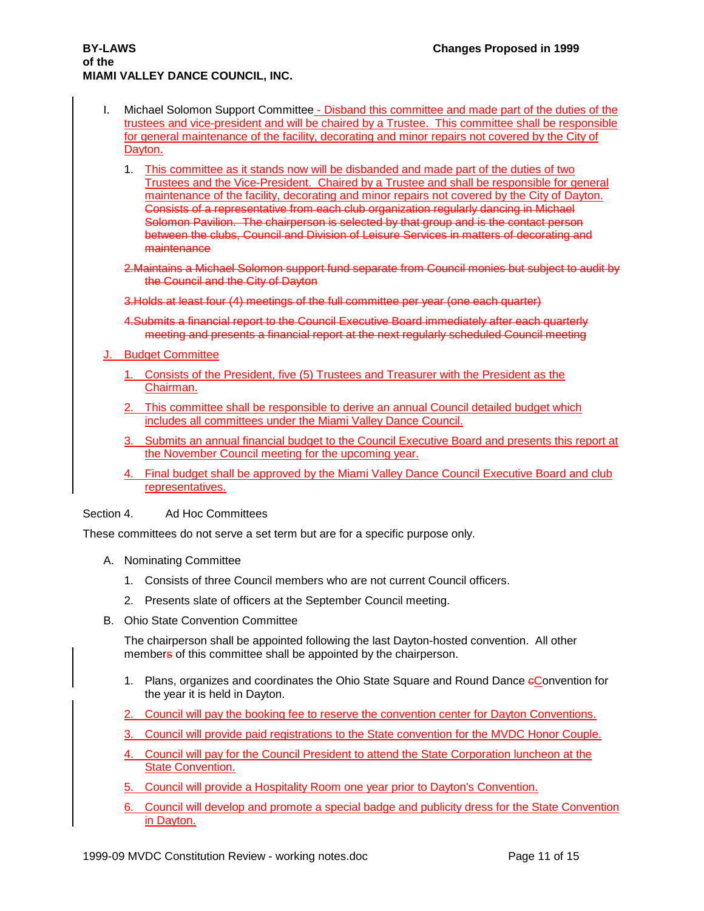I. Michael Solomon Support Committee - Disband this committee and made part of the duties of the trustees and vice-president and will be chaired by a Trustee. This committee shall be responsible for general maintenance of the facility, decorating and minor repairs not covered by the City of Dayton.

   1. This committee as it stands now will be disbanded and made part of the duties of two Trustees and the Vice-President. Chaired by a Trustee and shall be responsible for general maintenance of the facility, decorating and minor repairs not covered by the City of Dayton. ~~Consists of a representative from each club organization regularly dancing in Michael Solomon Pavilion. The chairperson is selected by that group and is the contact person between the clubs, Council and Division of Leisure Services in matters of decorating and maintenance~~

   ~~2. Maintains a Michael Solomon support fund separate from Council monies but subject to audit by the Council and the City of Dayton~~

   ~~3. Holds at least four (4) meetings of the full committee per year (one each quarter)~~

   ~~4. Submits a financial report to the Council Executive Board immediately after each quarterly meeting and presents a financial report at the next regularly scheduled Council meeting~~

J. Budget Committee

   1. Consists of the President, five (5) Trustees and Treasurer with the President as the Chairman.

   2. This committee shall be responsible to derive an annual Council detailed budget which includes all committees under the Miami Valley Dance Council.

   3. Submits an annual financial budget to the Council Executive Board and presents this report at the November Council meeting for the upcoming year.

   4. Final budget shall be approved by the Miami Valley Dance Council Executive Board and club representatives.

Section 4. Ad Hoc Committees

These committees do not serve a set term but are for a specific purpose only.

A. Nominating Committee

   1. Consists of three Council members who are not current Council officers.

   2. Presents slate of officers at the September Council meeting.

B. Ohio State Convention Committee

   The chairperson shall be appointed following the last Dayton-hosted convention. All other member~~s~~ of this committee shall be appointed by the chairperson.

   1. Plans, organizes and coordinates the Ohio State Square and Round Dance ~~c~~Convention for the year it is held in Dayton.

   2. Council will pay the booking fee to reserve the convention center for Dayton Conventions.

   3. Council will provide paid registrations to the State convention for the MVDC Honor Couple.

   4. Council will pay for the Council President to attend the State Corporation luncheon at the State Convention.

   5. Council will provide a Hospitality Room one year prior to Dayton's Convention.

   6. Council will develop and promote a special badge and publicity dress for the State Convention in Dayton.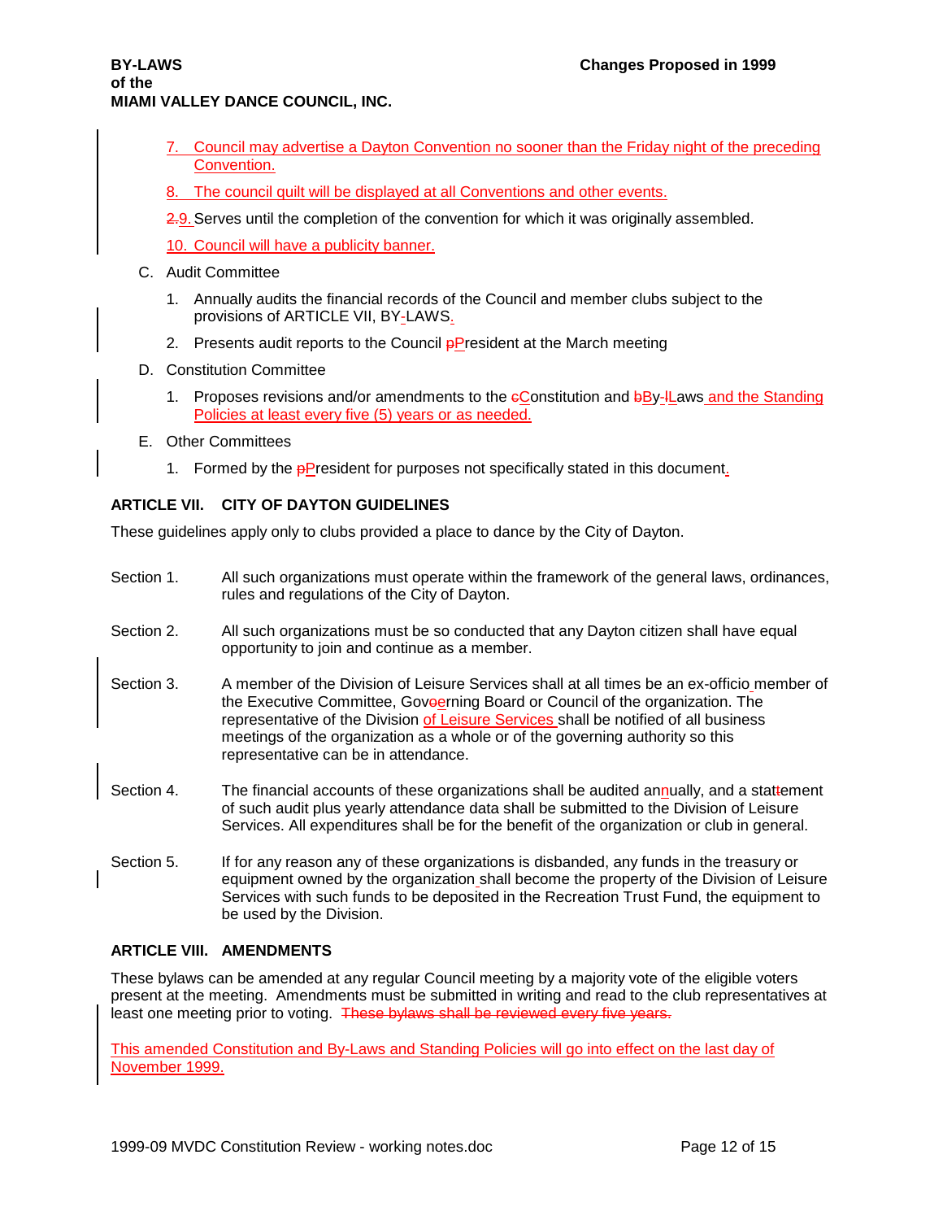7. Council may advertise a Dayton Convention no sooner than the Friday night of the preceding Convention.

8. The council quilt will be displayed at all Conventions and other events.

~~2.~~9. Serves until the completion of the convention for which it was originally assembled.

10. Council will have a publicity banner.

C. Audit Committee

1. Annually audits the financial records of the Council and member clubs subject to the provisions of ARTICLE VII, BY-LAWS.

2. Presents audit reports to the Council ~~p~~President at the March meeting

D. Constitution Committee

1. Proposes revisions and/or amendments to the ~~c~~Constitution and ~~b~~By-~~l~~Laws and the Standing Policies at least every five (5) years or as needed.

E. Other Committees

1. Formed by the ~~p~~President for purposes not specifically stated in this document.

### ARTICLE VII. CITY OF DAYTON GUIDELINES

These guidelines apply only to clubs provided a place to dance by the City of Dayton.

Section 1. All such organizations must operate within the framework of the general laws, ordinances, rules and regulations of the City of Dayton.

Section 2. All such organizations must be so conducted that any Dayton citizen shall have equal opportunity to join and continue as a member.

Section 3. A member of the Division of Leisure Services shall at all times be an ex-officio member of the Executive Committee, Gov~~o~~erning Board or Council of the organization. The representative of the Division of Leisure Services shall be notified of all business meetings of the organization as a whole or of the governing authority so this representative can be in attendance.

Section 4. The financial accounts of these organizations shall be audited annually, and a stat~~t~~ement of such audit plus yearly attendance data shall be submitted to the Division of Leisure Services. All expenditures shall be for the benefit of the organization or club in general.

Section 5. If for any reason any of these organizations is disbanded, any funds in the treasury or equipment owned by the organization shall become the property of the Division of Leisure Services with such funds to be deposited in the Recreation Trust Fund, the equipment to be used by the Division.

### ARTICLE VIII. AMENDMENTS

These bylaws can be amended at any regular Council meeting by a majority vote of the eligible voters present at the meeting. Amendments must be submitted in writing and read to the club representatives at least one meeting prior to voting. ~~These bylaws shall be reviewed every five years.~~

This amended Constitution and By-Laws and Standing Policies will go into effect on the last day of November 1999.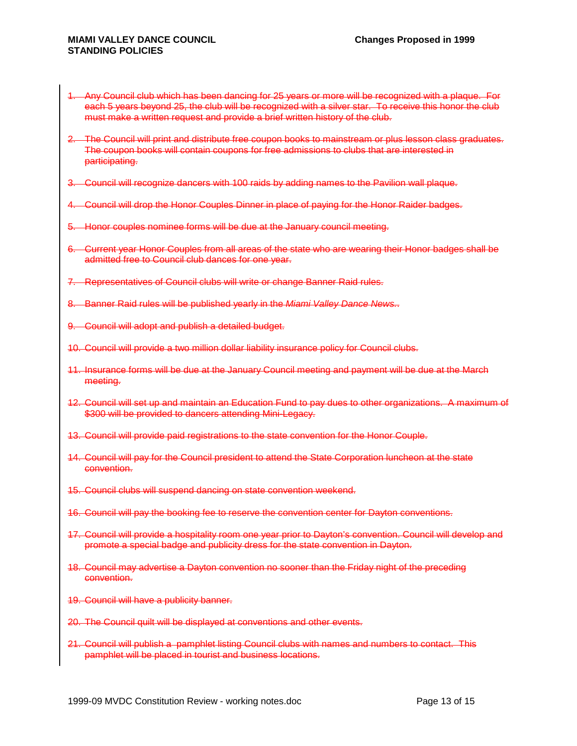**MIAMI VALLEY DANCE COUNCIL**
**STANDING POLICIES**

**Changes Proposed in 1999**

1. ~~Any Council club which has been dancing for 25 years or more will be recognized with a plaque. For each 5 years beyond 25, the club will be recognized with a silver star. To receive this honor the club must make a written request and provide a brief written history of the club.~~

2. ~~The Council will print and distribute free coupon books to mainstream or plus lesson class graduates. The coupon books will contain coupons for free admissions to clubs that are interested in participating.~~

3. ~~Council will recognize dancers with 100 raids by adding names to the Pavilion wall plaque.~~

4. ~~Council will drop the Honor Couples Dinner in place of paying for the Honor Raider badges.~~

5. ~~Honor couples nominee forms will be due at the January council meeting.~~

6. ~~Current year Honor Couples from all areas of the state who are wearing their Honor badges shall be admitted free to Council club dances for one year.~~

7. ~~Representatives of Council clubs will write or change Banner Raid rules.~~

8. ~~Banner Raid rules will be published yearly in the *Miami Valley Dance News*..~~

9. ~~Council will adopt and publish a detailed budget.~~

10. ~~Council will provide a two million dollar liability insurance policy for Council clubs.~~

11. ~~Insurance forms will be due at the January Council meeting and payment will be due at the March meeting.~~

12. ~~Council will set up and maintain an Education Fund to pay dues to other organizations. A maximum of $300 will be provided to dancers attending Mini-Legacy.~~

13. ~~Council will provide paid registrations to the state convention for the Honor Couple.~~

14. ~~Council will pay for the Council president to attend the State Corporation luncheon at the state convention.~~

15. ~~Council clubs will suspend dancing on state convention weekend.~~

16. ~~Council will pay the booking fee to reserve the convention center for Dayton conventions.~~

17. ~~Council will provide a hospitality room one year prior to Dayton's convention. Council will develop and promote a special badge and publicity dress for the state convention in Dayton.~~

18. ~~Council may advertise a Dayton convention no sooner than the Friday night of the preceding convention.~~

19. ~~Council will have a publicity banner.~~

20. ~~The Council quilt will be displayed at conventions and other events.~~

21. ~~Council will publish a pamphlet listing Council clubs with names and numbers to contact. This pamphlet will be placed in tourist and business locations.~~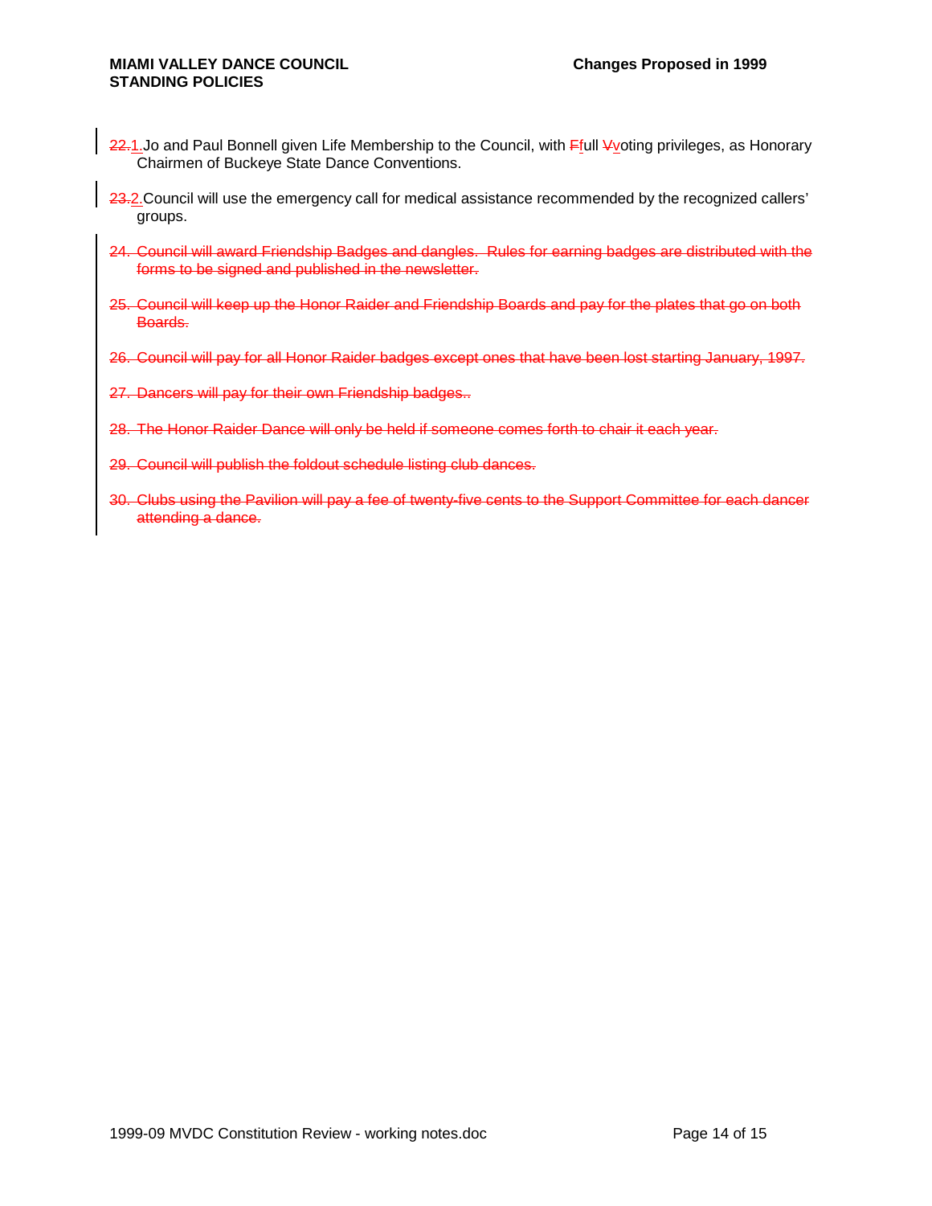~~22.~~1. Jo and Paul Bonnell given Life Membership to the Council, with ~~F~~full ~~V~~voting privileges, as Honorary Chairmen of Buckeye State Dance Conventions.

~~23.~~2. Council will use the emergency call for medical assistance recommended by the recognized callers' groups.

~~24. Council will award Friendship Badges and dangles. Rules for earning badges are distributed with the forms to be signed and published in the newsletter.~~

~~25. Council will keep up the Honor Raider and Friendship Boards and pay for the plates that go on both Boards.~~

~~26. Council will pay for all Honor Raider badges except ones that have been lost starting January, 1997.~~

~~27. Dancers will pay for their own Friendship badges..~~

~~28. The Honor Raider Dance will only be held if someone comes forth to chair it each year.~~

~~29. Council will publish the foldout schedule listing club dances.~~

~~30. Clubs using the Pavilion will pay a fee of twenty-five cents to the Support Committee for each dancer attending a dance.~~